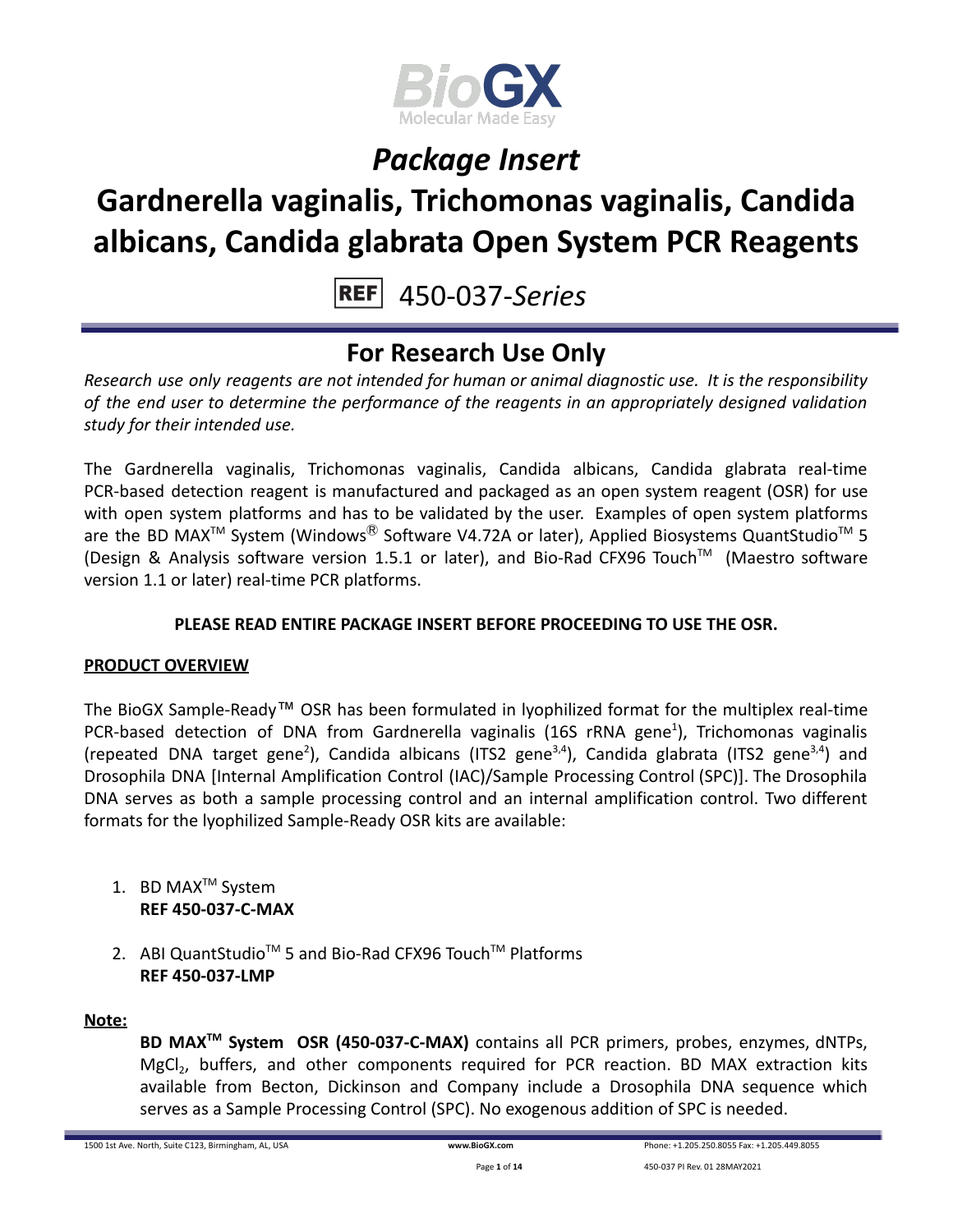# *Package Insert*

# Gardnerella vaginalis, Trichomonas vaginalis, Candida albicans, Candida glabrata Open System PCR Reagents

**REF** 450-037-*Series*

## For Research Use Only

*Research use only reagents are not intended for human or animal diagnostic use. It is the responsibility of the end user to determine the performance of the reagents in an appropriately designed validation study for their intended use.*

The Gardnerella vaginalis, Trichomonas vaginalis, Candida albicans, Candida glabrata real-time PCR-based detection reagent is manufactured and packaged as an open system reagent (OSR) for use with open system platforms and has to be validated by the user. Examples of open system platforms are the BD MAX™ System (Windows® Software V4.72A or later), Applied Biosystems QuantStudio™ 5 (Design & Analysis software version 1.5.1 or later), and Bio-Rad CFX96 Touch™ (Maestro software version 1.1 or later) real-time PCR platforms.

**PLEASE READ ENTIRE PACKAGE INSERT BEFORE PROCEEDING TO USE THE OSR.**

**PRODUCT OVERVIEW**

The BioGX Sample-Ready™ OSR has been formulated in lyophilized format for the multiplex real-time PCR-based detection of DNA from Gardnerella vaginalis (16S rRNA gene[1]), Trichomonas vaginalis (repeated DNA target gene[2]), Candida albicans (ITS2 gene[3,4]), Candida glabrata (ITS2 gene[3,4]) and Drosophila DNA [Internal Amplification Control (IAC)/Sample Processing Control (SPC)]. The Drosophila DNA serves as both a sample processing control and an internal amplification control. Two different formats for the lyophilized Sample-Ready OSR kits are available:

1. BD MAX™ System
   **REF 450-037-C-MAX**

2. ABI QuantStudio™ 5 and Bio-Rad CFX96 Touch™ Platforms
   **REF 450-037-LMP**

**Note:**

**BD MAX™ System OSR (450-037-C-MAX)** contains all PCR primers, probes, enzymes, dNTPs, $MgCl_2$, buffers, and other components required for PCR reaction. BD MAX extraction kits available from Becton, Dickinson and Company include a Drosophila DNA sequence which serves as a Sample Processing Control (SPC). No exogenous addition of SPC is needed.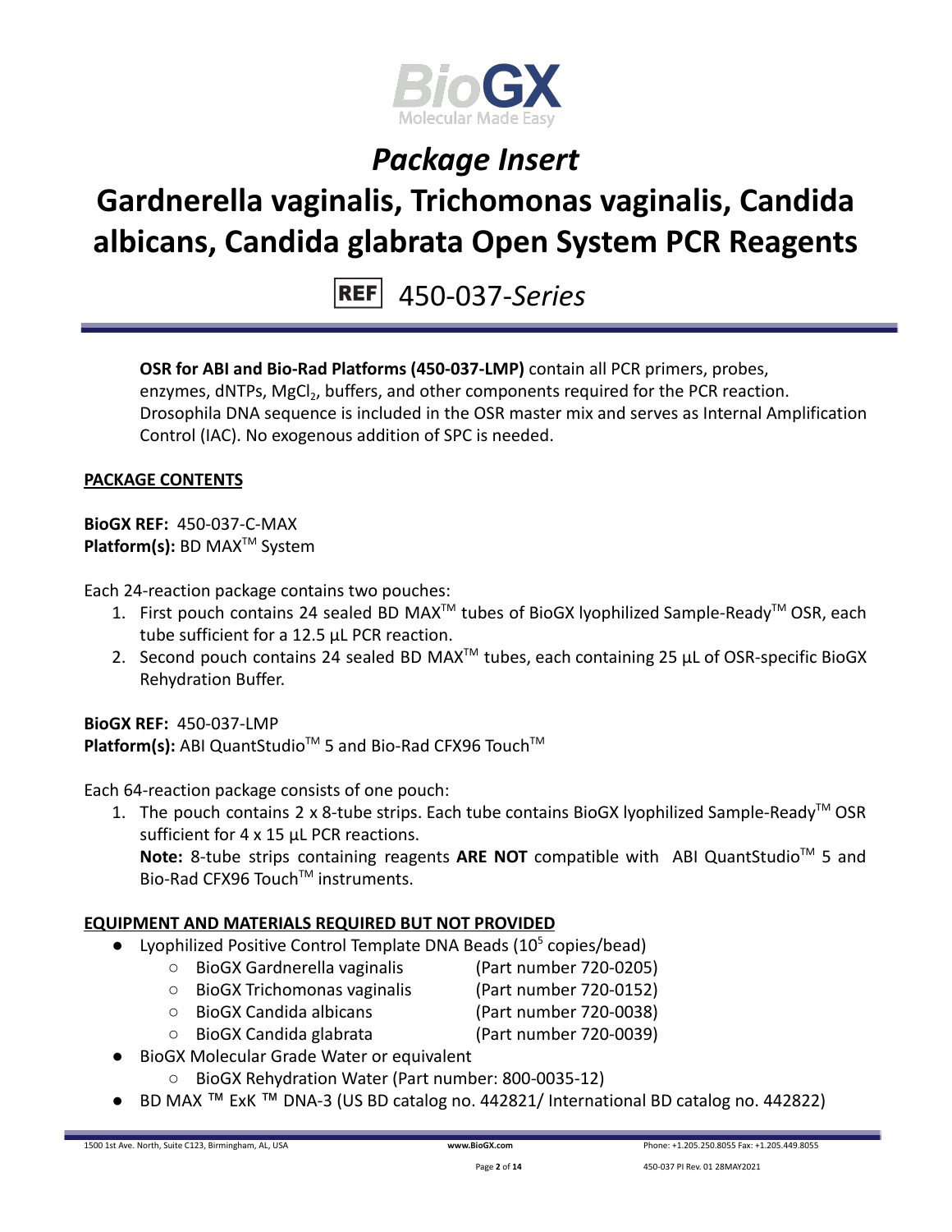# Package Insert

# Gardnerella vaginalis, Trichomonas vaginalis, Candida albicans, Candida glabrata Open System PCR Reagents

REF 450-037-*Series*

**OSR for ABI and Bio-Rad Platforms (450-037-LMP)** contain all PCR primers, probes, enzymes, dNTPs, $MgCl_2$, buffers, and other components required for the PCR reaction. Drosophila DNA sequence is included in the OSR master mix and serves as Internal Amplification Control (IAC). No exogenous addition of SPC is needed.

## PACKAGE CONTENTS

**BioGX REF:** 450-037-C-MAX
**Platform(s):** BD MAX™ System

Each 24-reaction package contains two pouches:

1. First pouch contains 24 sealed BD MAX™ tubes of BioGX lyophilized Sample-Ready™ OSR, each tube sufficient for a 12.5 µL PCR reaction.
2. Second pouch contains 24 sealed BD MAX™ tubes, each containing 25 µL of OSR-specific BioGX Rehydration Buffer.

**BioGX REF:** 450-037-LMP
**Platform(s):** ABI QuantStudio™ 5 and Bio-Rad CFX96 Touch™

Each 64-reaction package consists of one pouch:

1. The pouch contains 2 x 8-tube strips. Each tube contains BioGX lyophilized Sample-Ready™ OSR sufficient for 4 x 15 µL PCR reactions.
   **Note:** 8-tube strips containing reagents **ARE NOT** compatible with ABI QuantStudio™ 5 and Bio-Rad CFX96 Touch™ instruments.

## EQUIPMENT AND MATERIALS REQUIRED BUT NOT PROVIDED

- Lyophilized Positive Control Template DNA Beads ($10^5$ copies/bead)
  - BioGX Gardnerella vaginalis (Part number 720-0205)
  - BioGX Trichomonas vaginalis (Part number 720-0152)
  - BioGX Candida albicans (Part number 720-0038)
  - BioGX Candida glabrata (Part number 720-0039)
- BioGX Molecular Grade Water or equivalent
  - BioGX Rehydration Water (Part number: 800-0035-12)
- BD MAX ™ ExK ™ DNA-3 (US BD catalog no. 442821/ International BD catalog no. 442822)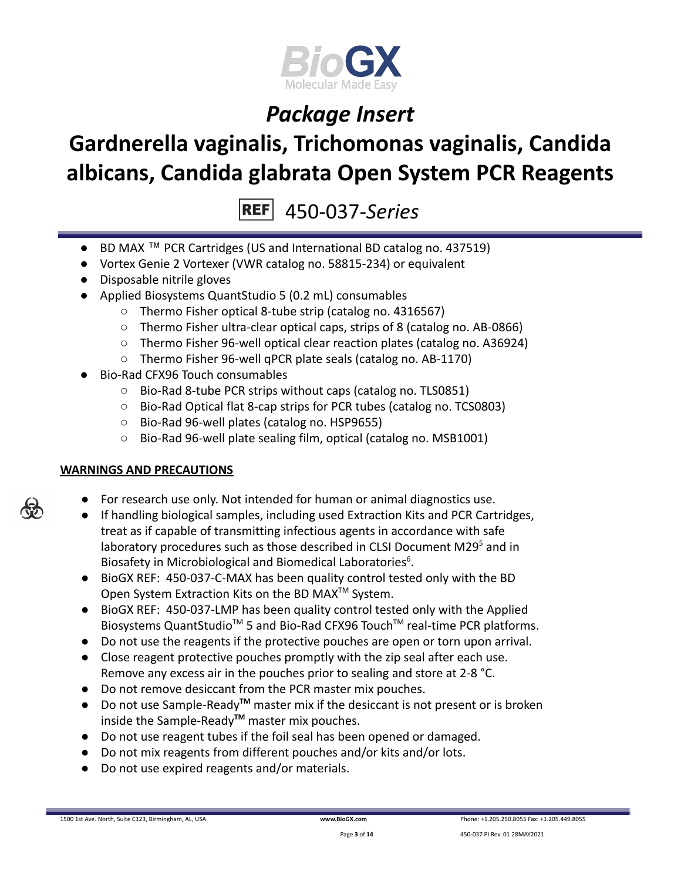- BD MAX ™ PCR Cartridges (US and International BD catalog no. 437519)
- Vortex Genie 2 Vortexer (VWR catalog no. 58815-234) or equivalent
- Disposable nitrile gloves
- Applied Biosystems QuantStudio 5 (0.2 mL) consumables
    - Thermo Fisher optical 8-tube strip (catalog no. 4316567)
    - Thermo Fisher ultra-clear optical caps, strips of 8 (catalog no. AB-0866)
    - Thermo Fisher 96-well optical clear reaction plates (catalog no. A36924)
    - Thermo Fisher 96-well qPCR plate seals (catalog no. AB-1170)
- Bio-Rad CFX96 Touch consumables
    - Bio-Rad 8-tube PCR strips without caps (catalog no. TLS0851)
    - Bio-Rad Optical flat 8-cap strips for PCR tubes (catalog no. TCS0803)
    - Bio-Rad 96-well plates (catalog no. HSP9655)
    - Bio-Rad 96-well plate sealing film, optical (catalog no. MSB1001)

## WARNINGS AND PRECAUTIONS

- For research use only. Not intended for human or animal diagnostics use.
- If handling biological samples, including used Extraction Kits and PCR Cartridges, treat as if capable of transmitting infectious agents in accordance with safe laboratory procedures such as those described in CLSI Document M29[5] and in Biosafety in Microbiological and Biomedical Laboratories[6].
- BioGX REF: 450-037-C-MAX has been quality control tested only with the BD Open System Extraction Kits on the BD MAX™ System.
- BioGX REF: 450-037-LMP has been quality control tested only with the Applied Biosystems QuantStudio™ 5 and Bio-Rad CFX96 Touch™ real-time PCR platforms.
- Do not use the reagents if the protective pouches are open or torn upon arrival.
- Close reagent protective pouches promptly with the zip seal after each use. Remove any excess air in the pouches prior to sealing and store at 2-8 °C.
- Do not remove desiccant from the PCR master mix pouches.
- Do not use Sample-Ready™ master mix if the desiccant is not present or is broken inside the Sample-Ready™ master mix pouches.
- Do not use reagent tubes if the foil seal has been opened or damaged.
- Do not mix reagents from different pouches and/or kits and/or lots.
- Do not use expired reagents and/or materials.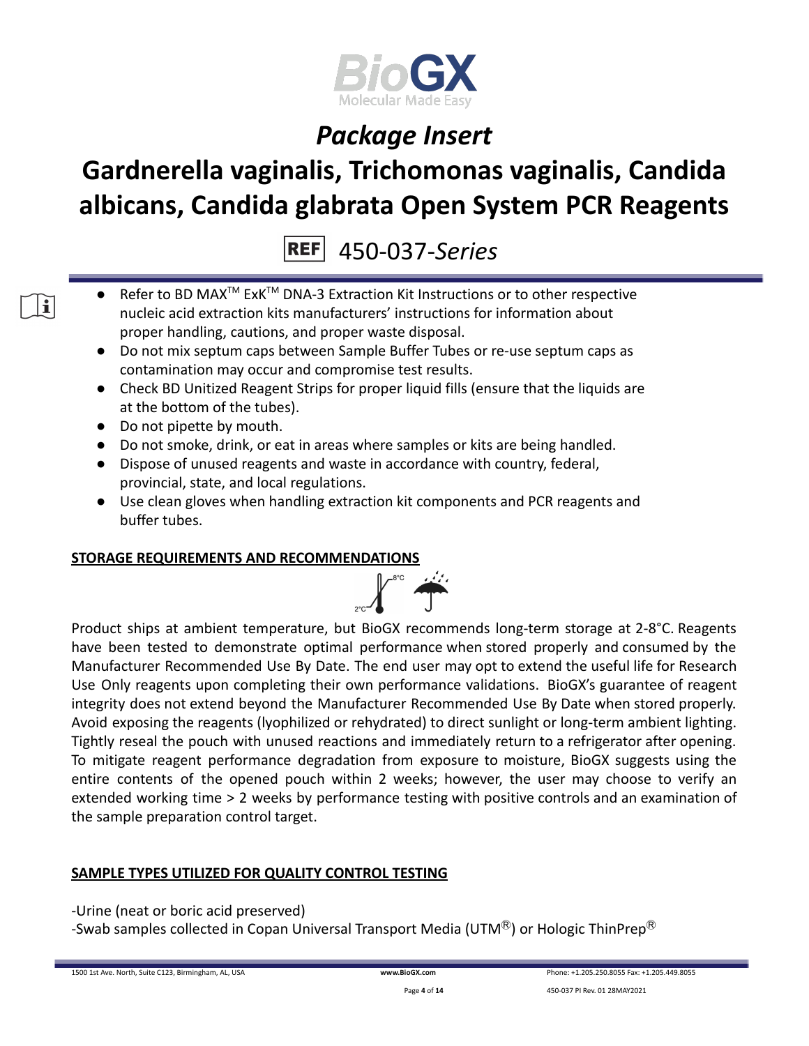- Refer to BD MAX™ ExK™ DNA-3 Extraction Kit Instructions or to other respective nucleic acid extraction kits manufacturers' instructions for information about proper handling, cautions, and proper waste disposal.
- Do not mix septum caps between Sample Buffer Tubes or re-use septum caps as contamination may occur and compromise test results.
- Check BD Unitized Reagent Strips for proper liquid fills (ensure that the liquids are at the bottom of the tubes).
- Do not pipette by mouth.
- Do not smoke, drink, or eat in areas where samples or kits are being handled.
- Dispose of unused reagents and waste in accordance with country, federal, provincial, state, and local regulations.
- Use clean gloves when handling extraction kit components and PCR reagents and buffer tubes.

**STORAGE REQUIREMENTS AND RECOMMENDATIONS**

Product ships at ambient temperature, but BioGX recommends long-term storage at 2-8°C. Reagents have been tested to demonstrate optimal performance when stored properly and consumed by the Manufacturer Recommended Use By Date. The end user may opt to extend the useful life for Research Use Only reagents upon completing their own performance validations. BioGX's guarantee of reagent integrity does not extend beyond the Manufacturer Recommended Use By Date when stored properly. Avoid exposing the reagents (lyophilized or rehydrated) to direct sunlight or long-term ambient lighting. Tightly reseal the pouch with unused reactions and immediately return to a refrigerator after opening. To mitigate reagent performance degradation from exposure to moisture, BioGX suggests using the entire contents of the opened pouch within 2 weeks; however, the user may choose to verify an extended working time > 2 weeks by performance testing with positive controls and an examination of the sample preparation control target.

**SAMPLE TYPES UTILIZED FOR QUALITY CONTROL TESTING**

-Urine (neat or boric acid preserved)

-Swab samples collected in Copan Universal Transport Media (UTM®) or Hologic ThinPrep®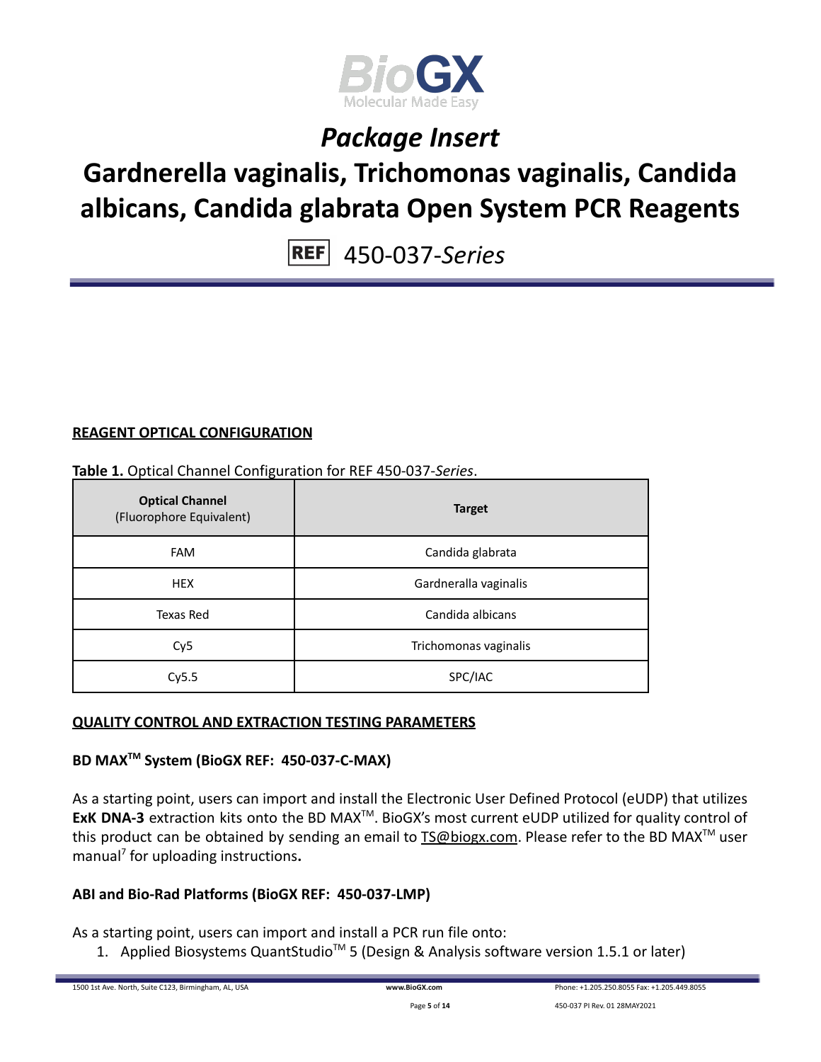## REAGENT OPTICAL CONFIGURATION

**Table 1.** Optical Channel Configuration for REF 450-037-*Series*.

| **Optical Channel** (Fluorophore Equivalent) | **Target** |
|---|---|
| FAM | Candida glabrata |
| HEX | Gardneralla vaginalis |
| Texas Red | Candida albicans |
| Cy5 | Trichomonas vaginalis |
| Cy5.5 | SPC/IAC |

## QUALITY CONTROL AND EXTRACTION TESTING PARAMETERS

### BD MAX™ System (BioGX REF: 450-037-C-MAX)

As a starting point, users can import and install the Electronic User Defined Protocol (eUDP) that utilizes **ExK DNA-3** extraction kits onto the BD MAX™. BioGX's most current eUDP utilized for quality control of this product can be obtained by sending an email to TS@biogx.com. Please refer to the BD MAX™ user manual[7] for uploading instructions**.**

### ABI and Bio-Rad Platforms (BioGX REF: 450-037-LMP)

As a starting point, users can import and install a PCR run file onto:

1. Applied Biosystems QuantStudio™ 5 (Design & Analysis software version 1.5.1 or later)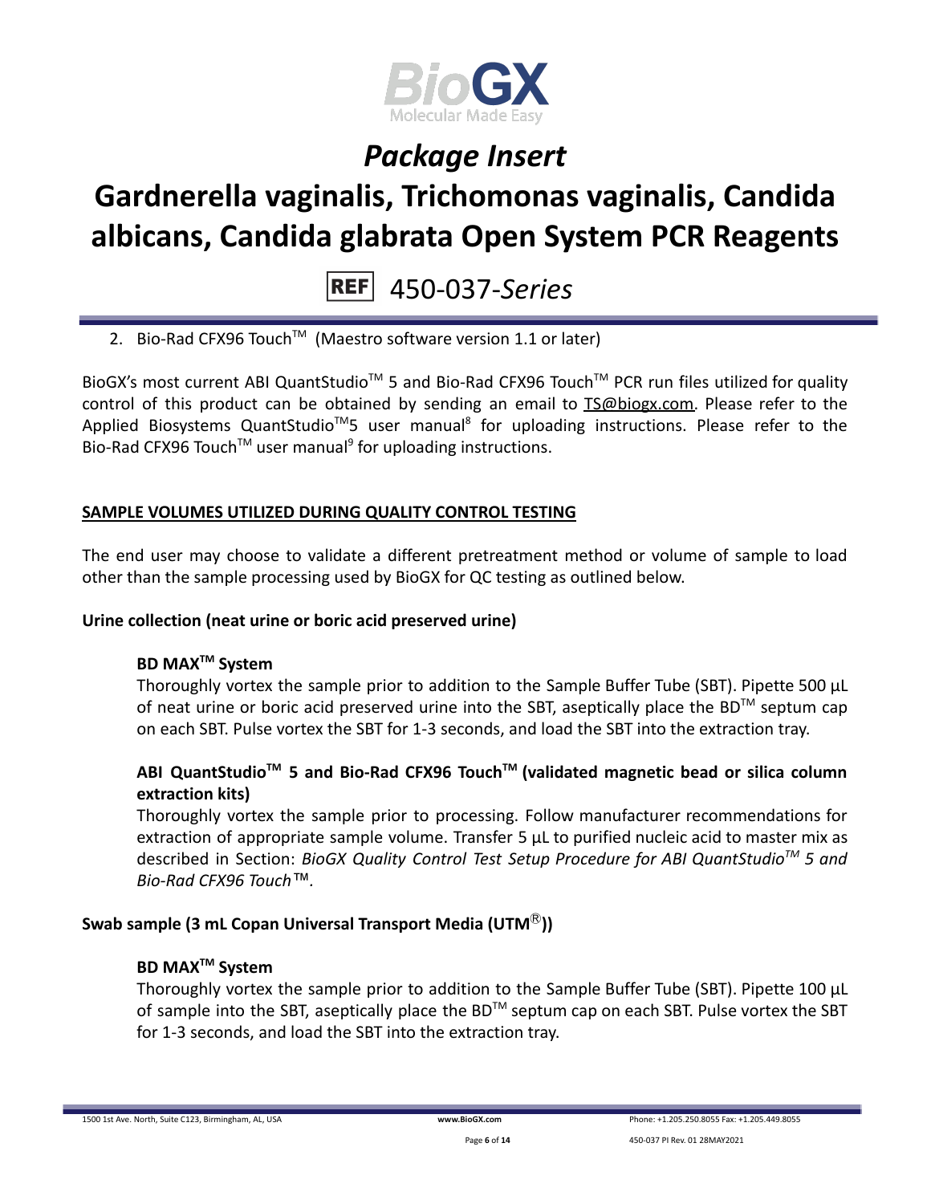2. Bio-Rad CFX96 Touch™ (Maestro software version 1.1 or later)

BioGX's most current ABI QuantStudio™ 5 and Bio-Rad CFX96 Touch™ PCR run files utilized for quality control of this product can be obtained by sending an email to TS@biogx.com. Please refer to the Applied Biosystems QuantStudio™5 user manual[8] for uploading instructions. Please refer to the Bio-Rad CFX96 Touch™ user manual[9] for uploading instructions.

## SAMPLE VOLUMES UTILIZED DURING QUALITY CONTROL TESTING

The end user may choose to validate a different pretreatment method or volume of sample to load other than the sample processing used by BioGX for QC testing as outlined below.

### Urine collection (neat urine or boric acid preserved urine)

**BD MAX™ System**

Thoroughly vortex the sample prior to addition to the Sample Buffer Tube (SBT). Pipette 500 µL of neat urine or boric acid preserved urine into the SBT, aseptically place the BD™ septum cap on each SBT. Pulse vortex the SBT for 1-3 seconds, and load the SBT into the extraction tray.

**ABI QuantStudio™ 5 and Bio-Rad CFX96 Touch™ (validated magnetic bead or silica column extraction kits)**

Thoroughly vortex the sample prior to processing. Follow manufacturer recommendations for extraction of appropriate sample volume. Transfer 5 µL to purified nucleic acid to master mix as described in Section: *BioGX Quality Control Test Setup Procedure for ABI QuantStudio™ 5 and Bio-Rad CFX96 Touch™*.

### Swab sample (3 mL Copan Universal Transport Media (UTM®))

**BD MAX™ System**

Thoroughly vortex the sample prior to addition to the Sample Buffer Tube (SBT). Pipette 100 µL of sample into the SBT, aseptically place the BD™ septum cap on each SBT. Pulse vortex the SBT for 1-3 seconds, and load the SBT into the extraction tray.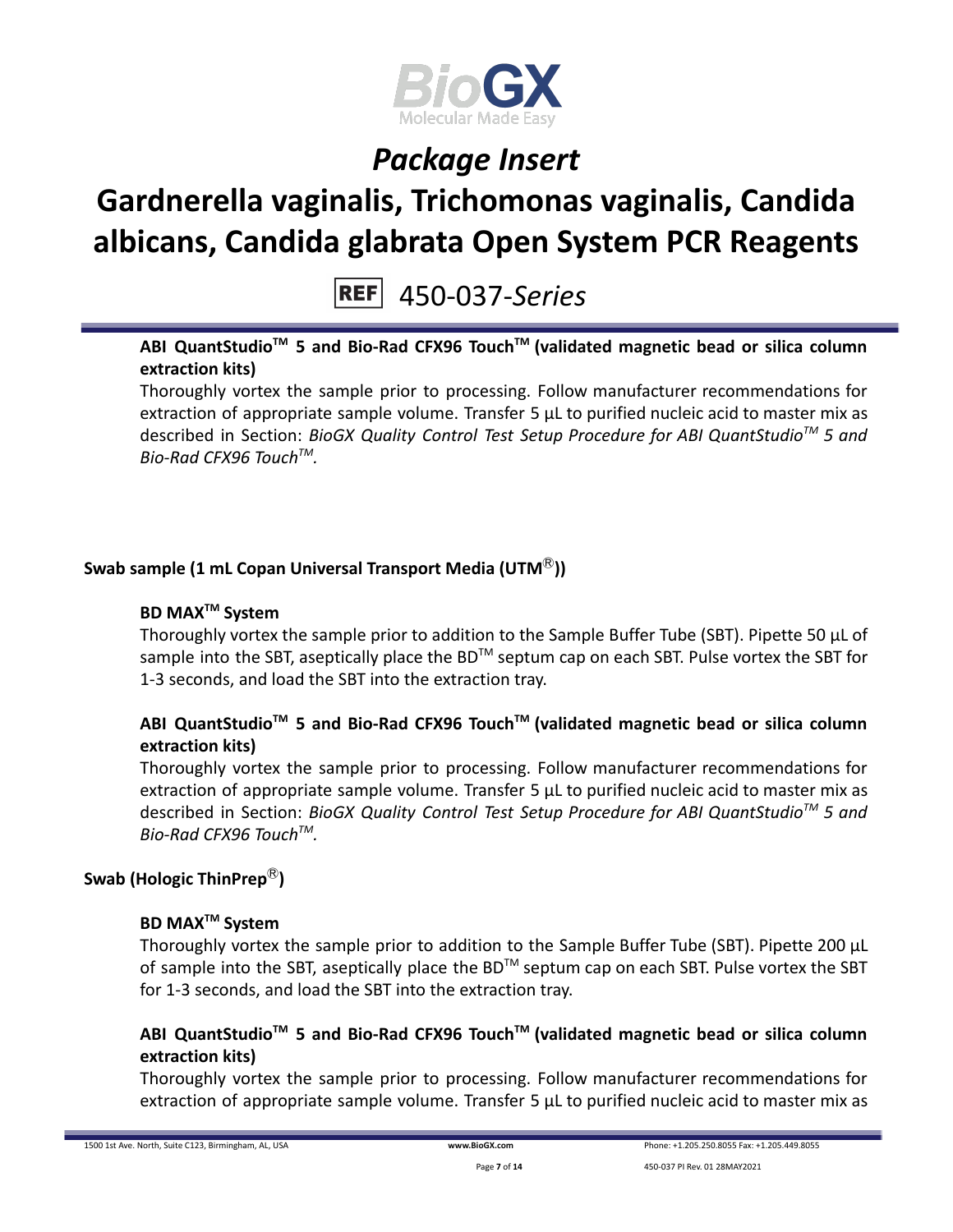**ABI QuantStudio™ 5 and Bio-Rad CFX96 Touch™ (validated magnetic bead or silica column extraction kits)**

Thoroughly vortex the sample prior to processing. Follow manufacturer recommendations for extraction of appropriate sample volume. Transfer 5 µL to purified nucleic acid to master mix as described in Section: *BioGX Quality Control Test Setup Procedure for ABI QuantStudio™ 5 and Bio-Rad CFX96 Touch™.*

**Swab sample (1 mL Copan Universal Transport Media (UTM®))**

**BD MAX™ System**

Thoroughly vortex the sample prior to addition to the Sample Buffer Tube (SBT). Pipette 50 µL of sample into the SBT, aseptically place the BD™ septum cap on each SBT. Pulse vortex the SBT for 1-3 seconds, and load the SBT into the extraction tray.

**ABI QuantStudio™ 5 and Bio-Rad CFX96 Touch™ (validated magnetic bead or silica column extraction kits)**

Thoroughly vortex the sample prior to processing. Follow manufacturer recommendations for extraction of appropriate sample volume. Transfer 5 µL to purified nucleic acid to master mix as described in Section: *BioGX Quality Control Test Setup Procedure for ABI QuantStudio™ 5 and Bio-Rad CFX96 Touch™.*

**Swab (Hologic ThinPrep®)**

**BD MAX™ System**

Thoroughly vortex the sample prior to addition to the Sample Buffer Tube (SBT). Pipette 200 µL of sample into the SBT, aseptically place the BD™ septum cap on each SBT. Pulse vortex the SBT for 1-3 seconds, and load the SBT into the extraction tray.

**ABI QuantStudio™ 5 and Bio-Rad CFX96 Touch™ (validated magnetic bead or silica column extraction kits)**

Thoroughly vortex the sample prior to processing. Follow manufacturer recommendations for extraction of appropriate sample volume. Transfer 5 µL to purified nucleic acid to master mix as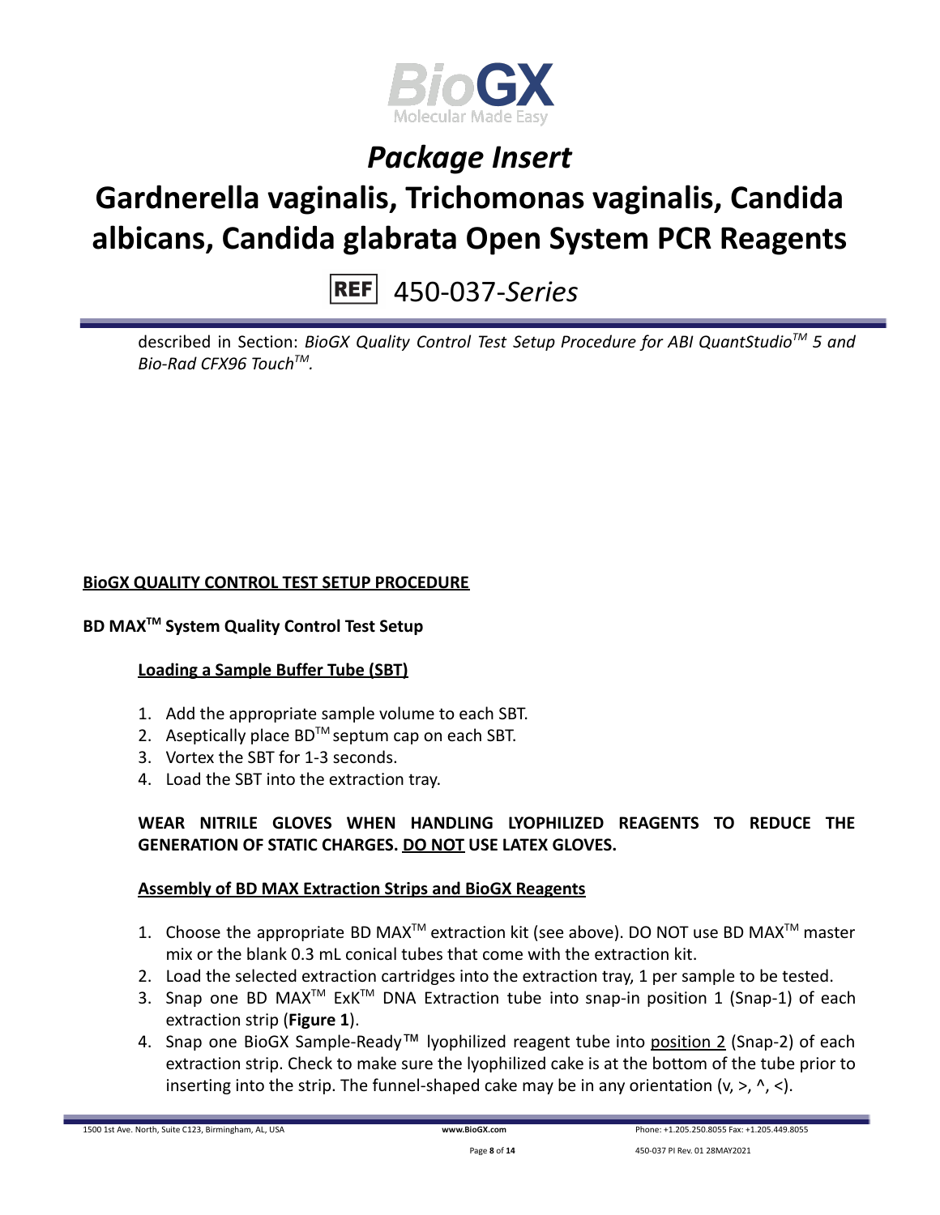described in Section: *BioGX Quality Control Test Setup Procedure for ABI QuantStudio™ 5 and Bio-Rad CFX96 Touch™.*

## BioGX QUALITY CONTROL TEST SETUP PROCEDURE

### BD MAX™ System Quality Control Test Setup

#### Loading a Sample Buffer Tube (SBT)

1. Add the appropriate sample volume to each SBT.
2. Aseptically place BD™ septum cap on each SBT.
3. Vortex the SBT for 1-3 seconds.
4. Load the SBT into the extraction tray.

**WEAR NITRILE GLOVES WHEN HANDLING LYOPHILIZED REAGENTS TO REDUCE THE GENERATION OF STATIC CHARGES. DO NOT USE LATEX GLOVES.**

#### Assembly of BD MAX Extraction Strips and BioGX Reagents

1. Choose the appropriate BD MAX™ extraction kit (see above). DO NOT use BD MAX™ master mix or the blank 0.3 mL conical tubes that come with the extraction kit.
2. Load the selected extraction cartridges into the extraction tray, 1 per sample to be tested.
3. Snap one BD MAX™ ExK™ DNA Extraction tube into snap-in position 1 (Snap-1) of each extraction strip (**Figure 1**).
4. Snap one BioGX Sample-Ready™ lyophilized reagent tube into position 2 (Snap-2) of each extraction strip. Check to make sure the lyophilized cake is at the bottom of the tube prior to inserting into the strip. The funnel-shaped cake may be in any orientation (v, >, ^, <).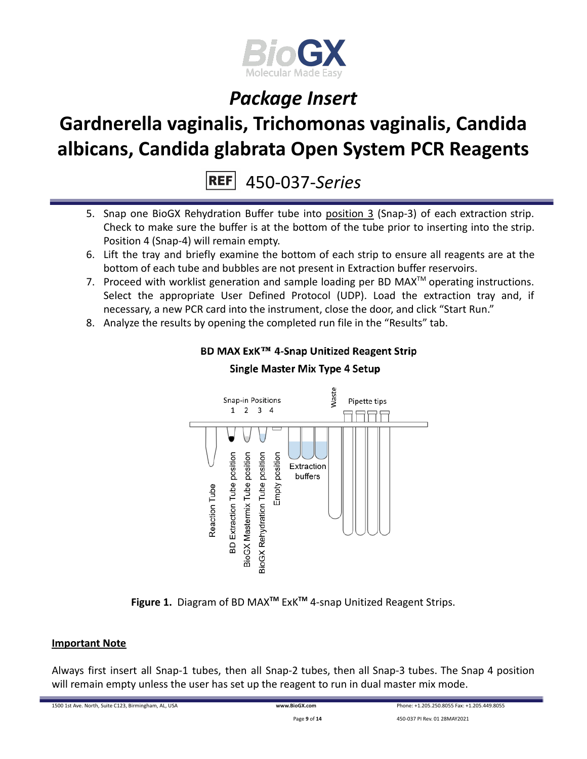5. Snap one BioGX Rehydration Buffer tube into position 3 (Snap-3) of each extraction strip. Check to make sure the buffer is at the bottom of the tube prior to inserting into the strip. Position 4 (Snap-4) will remain empty.
6. Lift the tray and briefly examine the bottom of each strip to ensure all reagents are at the bottom of each tube and bubbles are not present in Extraction buffer reservoirs.
7. Proceed with worklist generation and sample loading per BD MAX™ operating instructions. Select the appropriate User Defined Protocol (UDP). Load the extraction tray and, if necessary, a new PCR card into the instrument, close the door, and click "Start Run."
8. Analyze the results by opening the completed run file in the "Results" tab.

**BD MAX ExK™ 4-Snap Unitized Reagent Strip**

**Single Master Mix Type 4 Setup**

Snap-in Positions 1 2 3 4; Waste; Pipette tips; Reaction Tube; BD Extraction Tube position; BioGX Mastermix Tube position; BioGX Rehydration Tube position; Empty position; Extraction buffers

**Figure 1.** Diagram of BD MAX™ ExK™ 4-snap Unitized Reagent Strips.

**Important Note**

Always first insert all Snap-1 tubes, then all Snap-2 tubes, then all Snap-3 tubes. The Snap 4 position will remain empty unless the user has set up the reagent to run in dual master mix mode.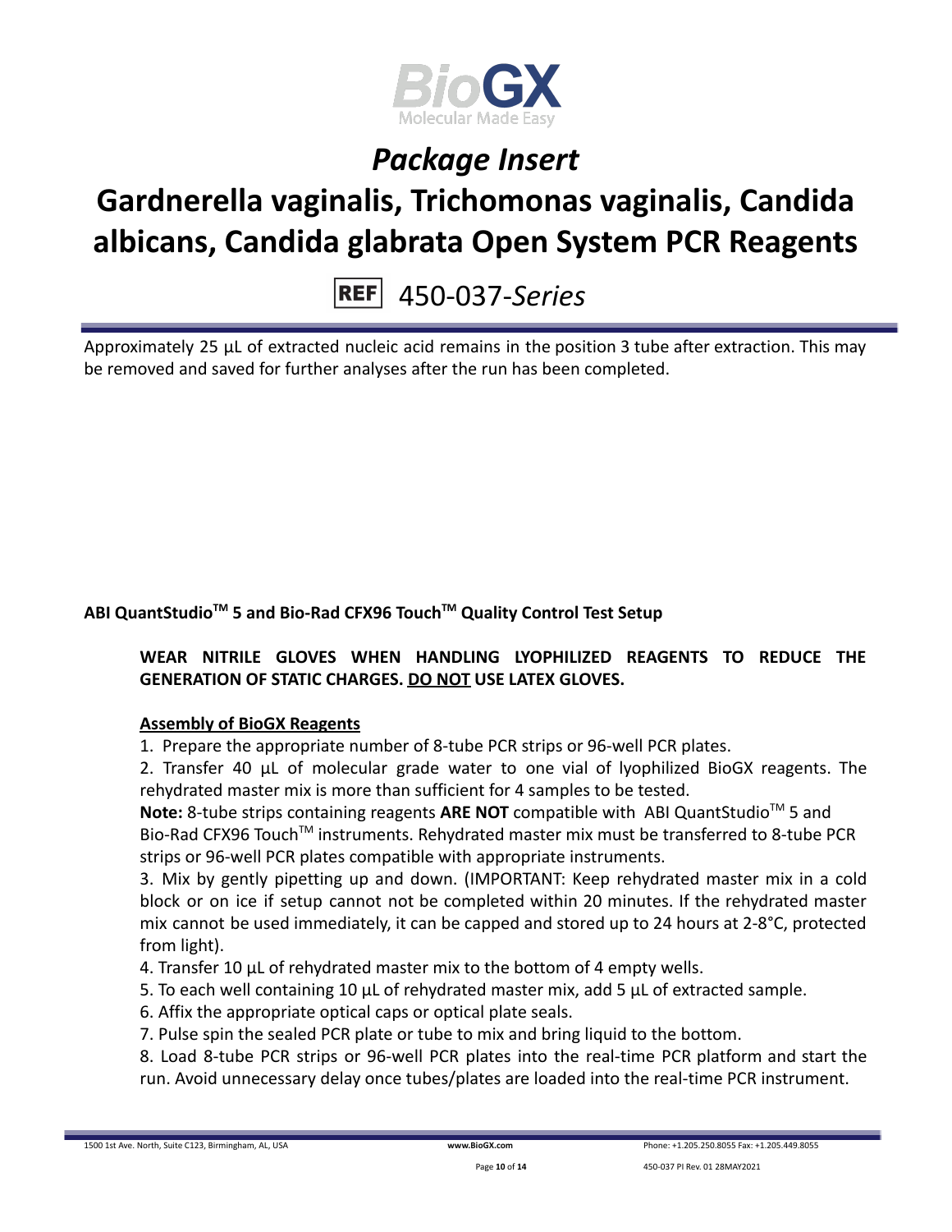Approximately 25 µL of extracted nucleic acid remains in the position 3 tube after extraction. This may be removed and saved for further analyses after the run has been completed.

**ABI QuantStudio™ 5 and Bio-Rad CFX96 Touch™ Quality Control Test Setup**

**WEAR NITRILE GLOVES WHEN HANDLING LYOPHILIZED REAGENTS TO REDUCE THE GENERATION OF STATIC CHARGES. DO NOT USE LATEX GLOVES.**

**Assembly of BioGX Reagents**

1. Prepare the appropriate number of 8-tube PCR strips or 96-well PCR plates.
2. Transfer 40 µL of molecular grade water to one vial of lyophilized BioGX reagents. The rehydrated master mix is more than sufficient for 4 samples to be tested.

**Note:** 8-tube strips containing reagents **ARE NOT** compatible with ABI QuantStudio™ 5 and Bio-Rad CFX96 Touch™ instruments. Rehydrated master mix must be transferred to 8-tube PCR strips or 96-well PCR plates compatible with appropriate instruments.

3. Mix by gently pipetting up and down. (IMPORTANT: Keep rehydrated master mix in a cold block or on ice if setup cannot not be completed within 20 minutes. If the rehydrated master mix cannot be used immediately, it can be capped and stored up to 24 hours at 2-8°C, protected from light).
4. Transfer 10 µL of rehydrated master mix to the bottom of 4 empty wells.
5. To each well containing 10 µL of rehydrated master mix, add 5 µL of extracted sample.
6. Affix the appropriate optical caps or optical plate seals.
7. Pulse spin the sealed PCR plate or tube to mix and bring liquid to the bottom.
8. Load 8-tube PCR strips or 96-well PCR plates into the real-time PCR platform and start the run. Avoid unnecessary delay once tubes/plates are loaded into the real-time PCR instrument.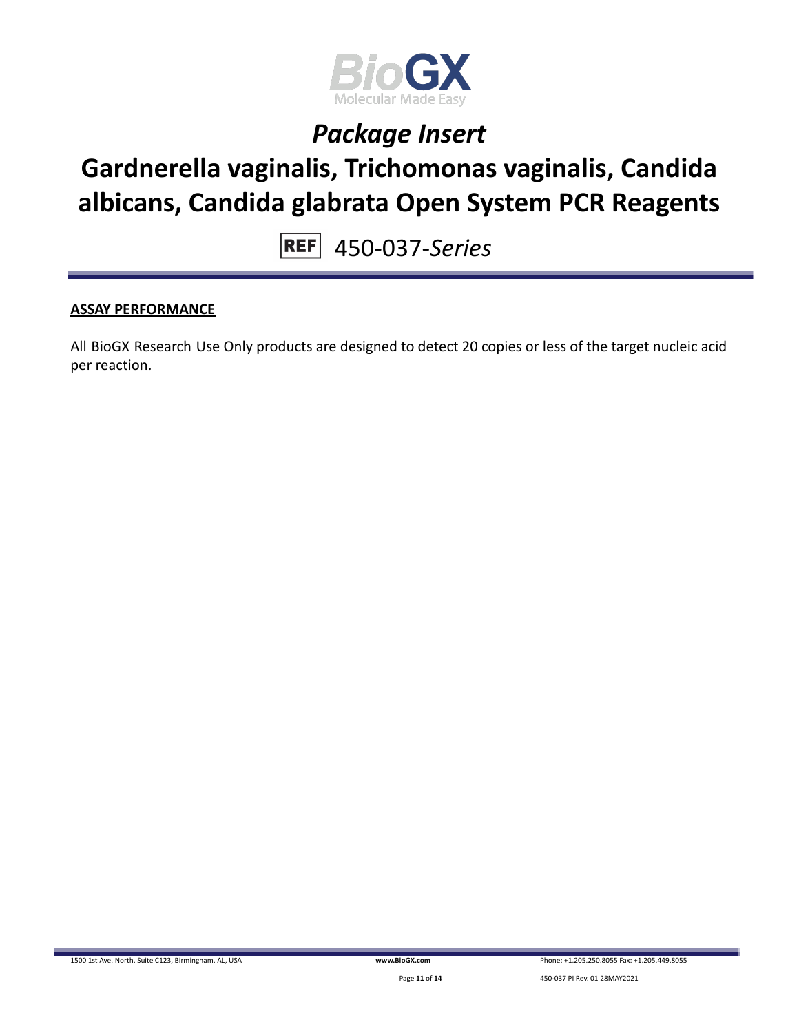## ASSAY PERFORMANCE

All BioGX Research Use Only products are designed to detect 20 copies or less of the target nucleic acid per reaction.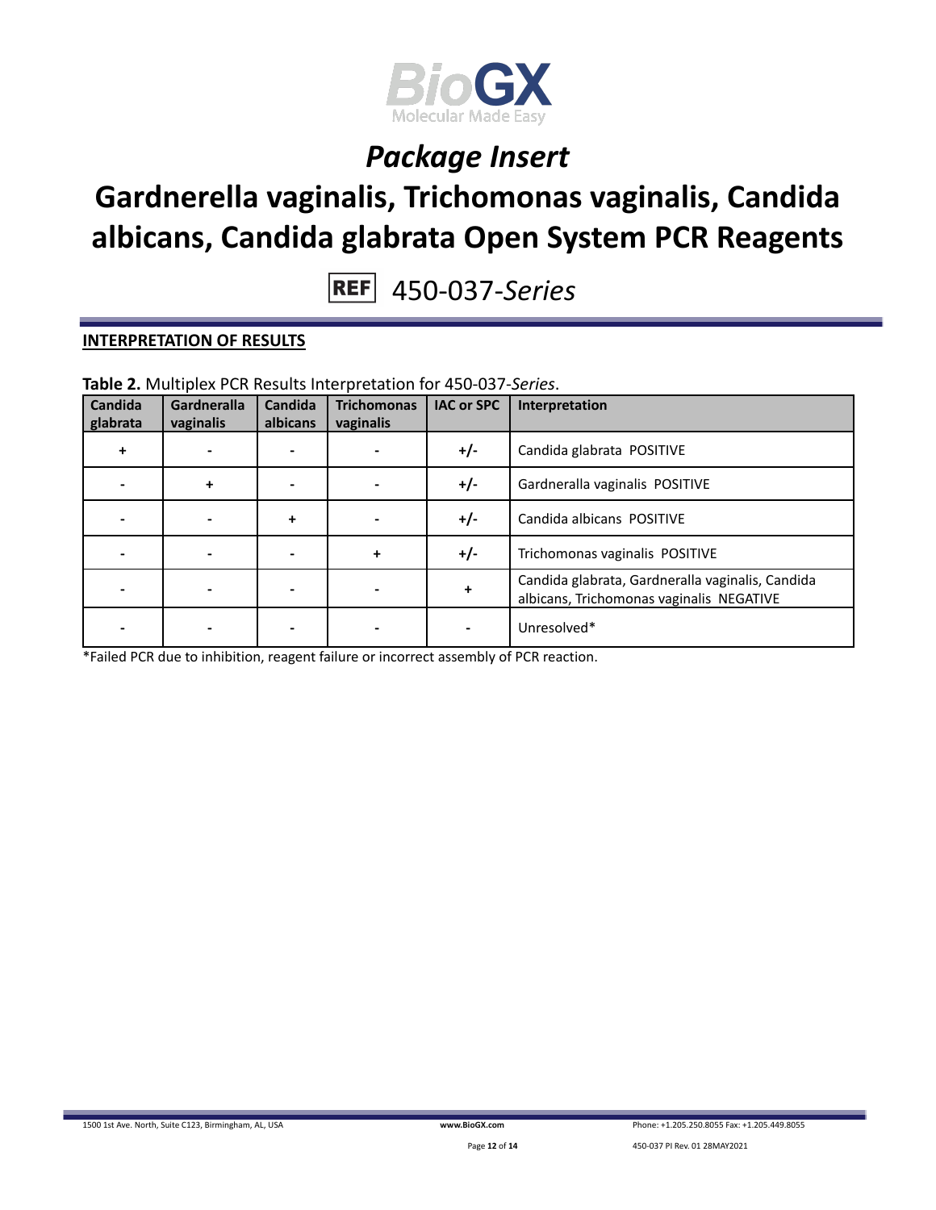# Package Insert

# Gardnerella vaginalis, Trichomonas vaginalis, Candida albicans, Candida glabrata Open System PCR Reagents

REF 450-037-*Series*

## INTERPRETATION OF RESULTS

**Table 2.** Multiplex PCR Results Interpretation for 450-037-*Series*.

| Candida glabrata | Gardneralla vaginalis | Candida albicans | Trichomonas vaginalis | IAC or SPC | Interpretation |
|---|---|---|---|---|---|
| + | - | - | - | +/- | Candida glabrata POSITIVE |
| - | + | - | - | +/- | Gardneralla vaginalis POSITIVE |
| - | - | + | - | +/- | Candida albicans POSITIVE |
| - | - | - | + | +/- | Trichomonas vaginalis POSITIVE |
| - | - | - | - | + | Candida glabrata, Gardneralla vaginalis, Candida albicans, Trichomonas vaginalis NEGATIVE |
| - | - | - | - | - | Unresolved* |

*Failed PCR due to inhibition, reagent failure or incorrect assembly of PCR reaction.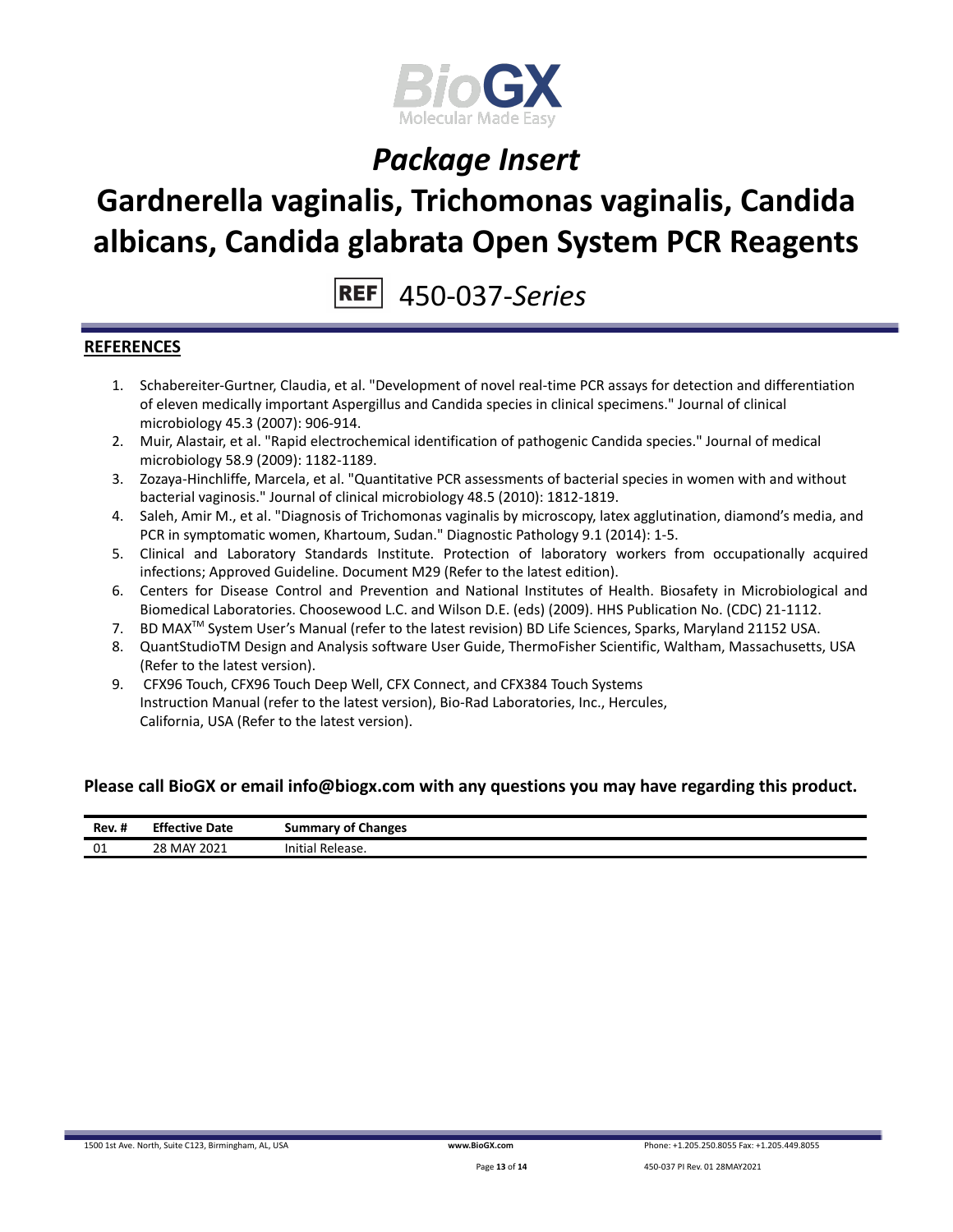## REFERENCES

1. Schabereiter-Gurtner, Claudia, et al. "Development of novel real-time PCR assays for detection and differentiation of eleven medically important Aspergillus and Candida species in clinical specimens." Journal of clinical microbiology 45.3 (2007): 906-914.
2. Muir, Alastair, et al. "Rapid electrochemical identification of pathogenic Candida species." Journal of medical microbiology 58.9 (2009): 1182-1189.
3. Zozaya-Hinchliffe, Marcela, et al. "Quantitative PCR assessments of bacterial species in women with and without bacterial vaginosis." Journal of clinical microbiology 48.5 (2010): 1812-1819.
4. Saleh, Amir M., et al. "Diagnosis of Trichomonas vaginalis by microscopy, latex agglutination, diamond's media, and PCR in symptomatic women, Khartoum, Sudan." Diagnostic Pathology 9.1 (2014): 1-5.
5. Clinical and Laboratory Standards Institute. Protection of laboratory workers from occupationally acquired infections; Approved Guideline. Document M29 (Refer to the latest edition).
6. Centers for Disease Control and Prevention and National Institutes of Health. Biosafety in Microbiological and Biomedical Laboratories. Choosewood L.C. and Wilson D.E. (eds) (2009). HHS Publication No. (CDC) 21-1112.
7. BD MAX™ System User's Manual (refer to the latest revision) BD Life Sciences, Sparks, Maryland 21152 USA.
8. QuantStudioTM Design and Analysis software User Guide, ThermoFisher Scientific, Waltham, Massachusetts, USA (Refer to the latest version).
9. CFX96 Touch, CFX96 Touch Deep Well, CFX Connect, and CFX384 Touch Systems Instruction Manual (refer to the latest version), Bio-Rad Laboratories, Inc., Hercules, California, USA (Refer to the latest version).

**Please call BioGX or email info@biogx.com with any questions you may have regarding this product.**

| Rev. # | Effective Date | Summary of Changes |
|---|---|---|
| 01 | 28 MAY 2021 | Initial Release. |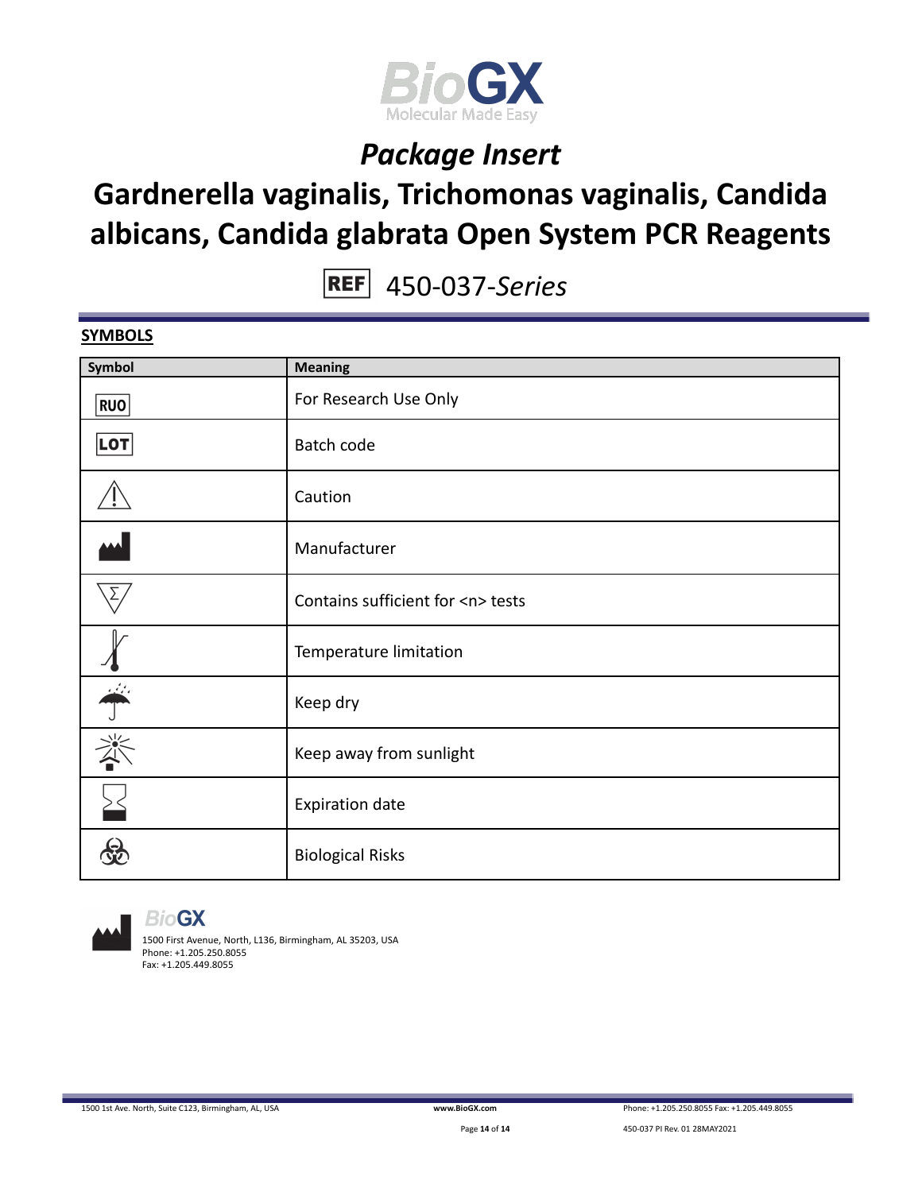# Package Insert

# Gardnerella vaginalis, Trichomonas vaginalis, Candida albicans, Candida glabrata Open System PCR Reagents

REF 450-037-*Series*

**SYMBOLS**

| Symbol | Meaning |
|---|---|
| RUO | For Research Use Only |
| LOT | Batch code |
| | Caution |
| | Manufacturer |
| Σ | Contains sufficient for <n> tests |
| | Temperature limitation |
| | Keep dry |
| | Keep away from sunlight |
| | Expiration date |
| | Biological Risks |

BioGX
1500 First Avenue, North, L136, Birmingham, AL 35203, USA
Phone: +1.205.250.8055
Fax: +1.205.449.8055